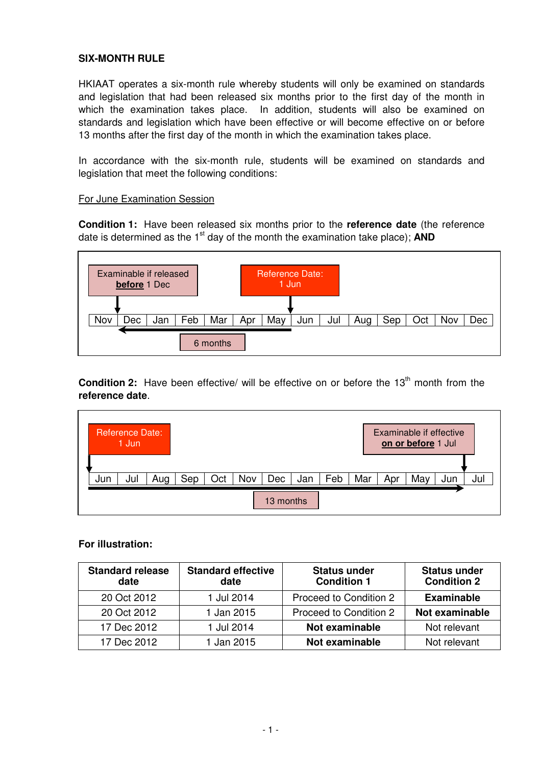**SIX-MONTH RULE**

HKIAAT operates a six-month rule whereby students will only be examined on standards and legislation that had been released six months prior to the first day of the month in which the examination takes place. In addition, students will also be examined on standards and legislation which have been effective or will become effective on or before 13 months after the first day of the month in which the examination takes place.

In accordance with the six-month rule, students will be examined on standards and legislation that meet the following conditions:

For June Examination Session

**Condition 1:** Have been released six months prior to the **reference date** (the reference date is determined as the 1st day of the month the examination take place); **AND**

Examinable if released **before** 1 Dec

Reference Date: 1 Jun

| Nov | Dec | Jan | Feb | Mar | Apr | May | Jun | Jul | Aug | Sep | Oct | Nov | Dec |
|---|---|---|---|---|---|---|---|---|---|---|---|---|---|

6 months

**Condition 2:** Have been effective/ will be effective on or before the 13th month from the **reference date**.

Reference Date: 1 Jun

Examinable if effective **on or before** 1 Jul

| Jun | Jul | Aug | Sep | Oct | Nov | Dec | Jan | Feb | Mar | Apr | May | Jun | Jul |
|---|---|---|---|---|---|---|---|---|---|---|---|---|---|

13 months

**For illustration:**

| Standard release date | Standard effective date | Status under Condition 1 | Status under Condition 2 |
|---|---|---|---|
| 20 Oct 2012 | 1 Jul 2014 | Proceed to Condition 2 | **Examinable** |
| 20 Oct 2012 | 1 Jan 2015 | Proceed to Condition 2 | **Not examinable** |
| 17 Dec 2012 | 1 Jul 2014 | **Not examinable** | Not relevant |
| 17 Dec 2012 | 1 Jan 2015 | **Not examinable** | Not relevant |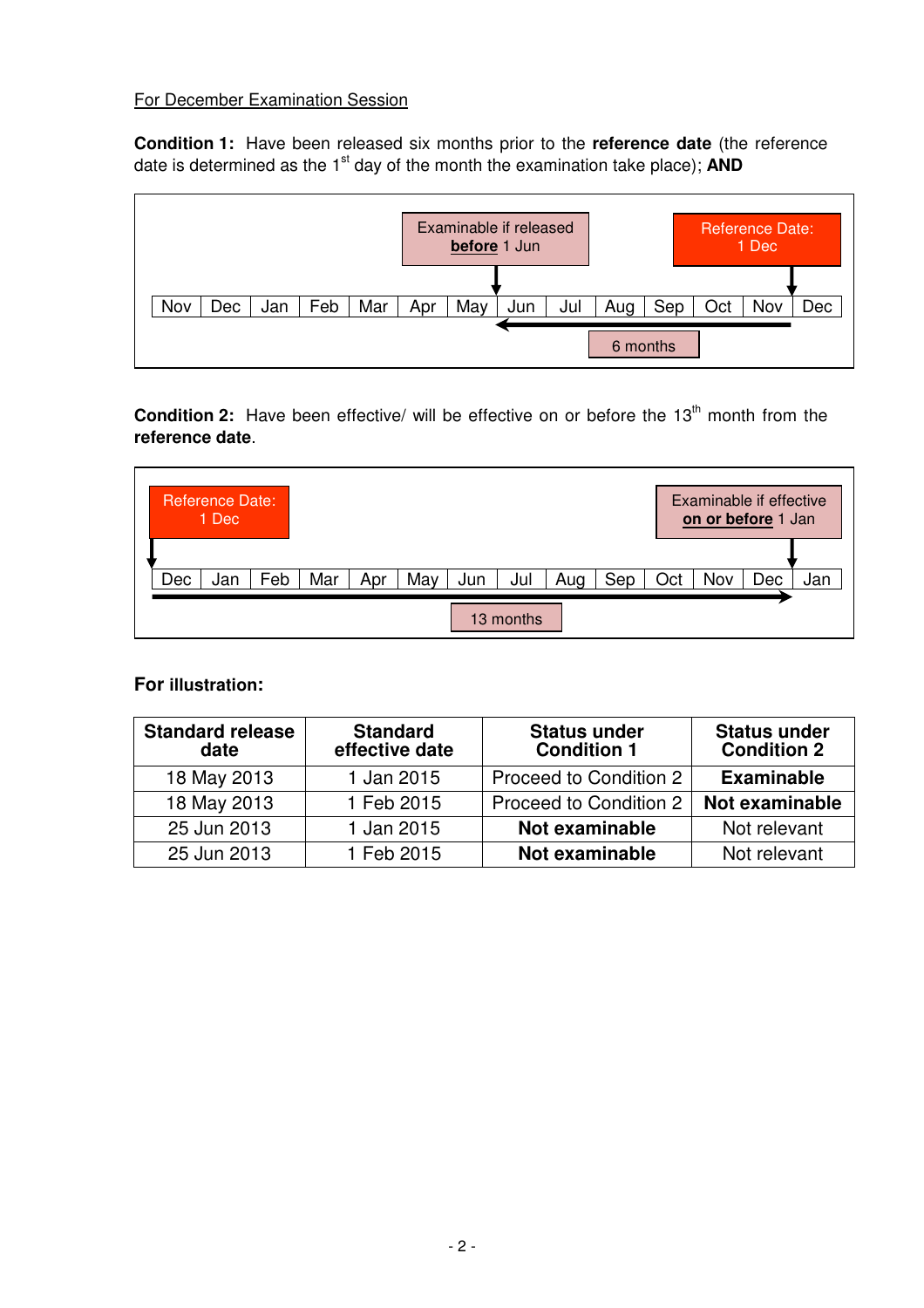For December Examination Session

**Condition 1:** Have been released six months prior to the **reference date** (the reference date is determined as the 1st day of the month the examination take place); **AND**

Examinable if released **before** 1 Jun

Reference Date: 1 Dec

Nov Dec Jan Feb Mar Apr May Jun Jul Aug Sep Oct Nov Dec

6 months

**Condition 2:** Have been effective/ will be effective on or before the 13th month from the **reference date**.

Reference Date: 1 Dec

Examinable if effective **on or before** 1 Jan

Dec Jan Feb Mar Apr May Jun Jul Aug Sep Oct Nov Dec Jan

13 months

**For illustration:**

| Standard release date | Standard effective date | Status under Condition 1 | Status under Condition 2 |
|---|---|---|---|
| 18 May 2013 | 1 Jan 2015 | Proceed to Condition 2 | **Examinable** |
| 18 May 2013 | 1 Feb 2015 | Proceed to Condition 2 | **Not examinable** |
| 25 Jun 2013 | 1 Jan 2015 | **Not examinable** | Not relevant |
| 25 Jun 2013 | 1 Feb 2015 | **Not examinable** | Not relevant |